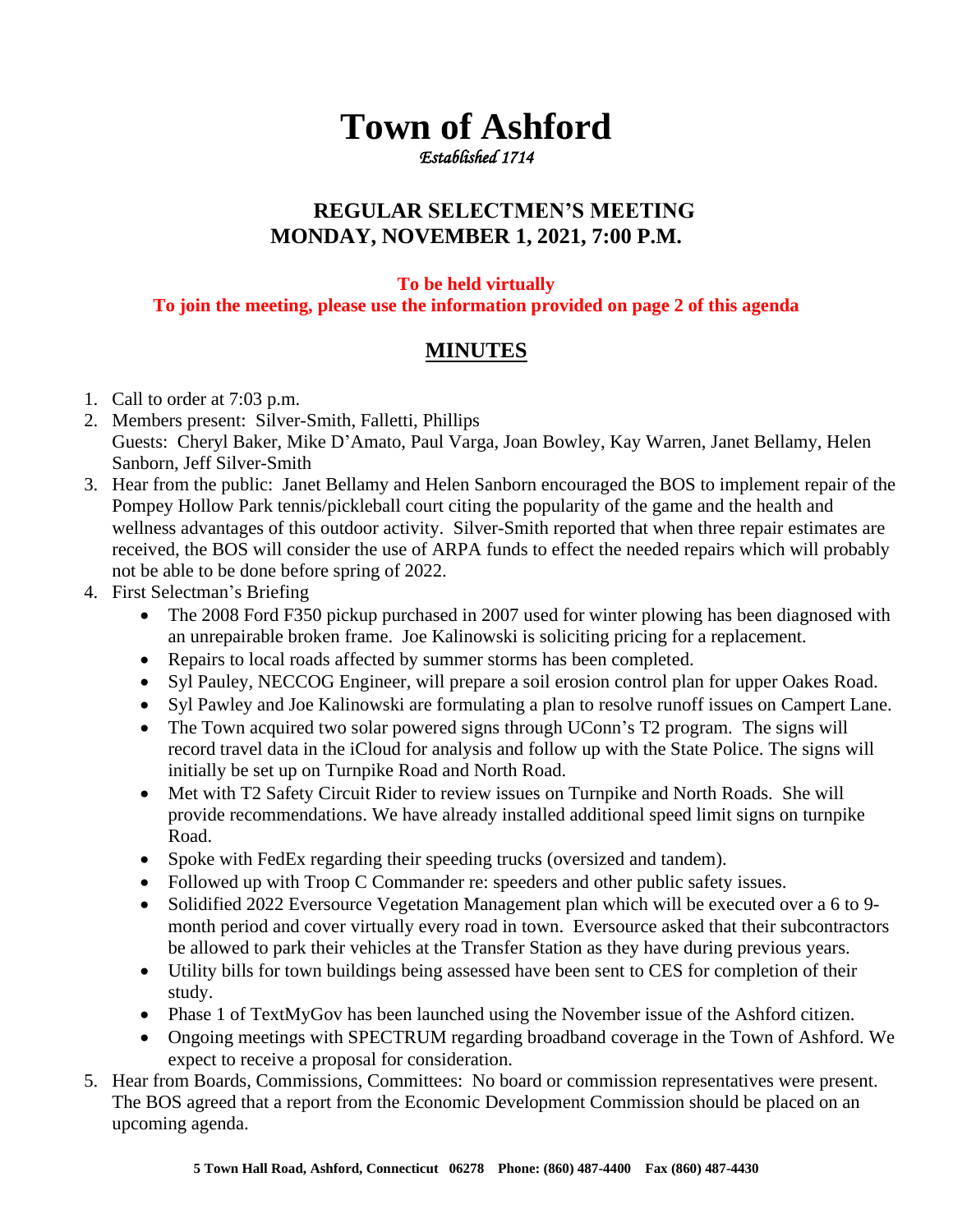# Town of Ashford

*Established 1714*

## REGULAR SELECTMEN'S MEETING
## MONDAY, NOVEMBER 1, 2021, 7:00 P.M.

**To be held virtually**
**To join the meeting, please use the information provided on page 2 of this agenda**

## MINUTES

1. Call to order at 7:03 p.m.
2. Members present: Silver-Smith, Falletti, Phillips
   Guests: Cheryl Baker, Mike D'Amato, Paul Varga, Joan Bowley, Kay Warren, Janet Bellamy, Helen Sanborn, Jeff Silver-Smith
3. Hear from the public: Janet Bellamy and Helen Sanborn encouraged the BOS to implement repair of the Pompey Hollow Park tennis/pickleball court citing the popularity of the game and the health and wellness advantages of this outdoor activity. Silver-Smith reported that when three repair estimates are received, the BOS will consider the use of ARPA funds to effect the needed repairs which will probably not be able to be done before spring of 2022.
4. First Selectman's Briefing
   - The 2008 Ford F350 pickup purchased in 2007 used for winter plowing has been diagnosed with an unrepairable broken frame. Joe Kalinowski is soliciting pricing for a replacement.
   - Repairs to local roads affected by summer storms has been completed.
   - Syl Pauley, NECCOG Engineer, will prepare a soil erosion control plan for upper Oakes Road.
   - Syl Pawley and Joe Kalinowski are formulating a plan to resolve runoff issues on Campert Lane.
   - The Town acquired two solar powered signs through UConn's T2 program. The signs will record travel data in the iCloud for analysis and follow up with the State Police. The signs will initially be set up on Turnpike Road and North Road.
   - Met with T2 Safety Circuit Rider to review issues on Turnpike and North Roads. She will provide recommendations. We have already installed additional speed limit signs on turnpike Road.
   - Spoke with FedEx regarding their speeding trucks (oversized and tandem).
   - Followed up with Troop C Commander re: speeders and other public safety issues.
   - Solidified 2022 Eversource Vegetation Management plan which will be executed over a 6 to 9-month period and cover virtually every road in town. Eversource asked that their subcontractors be allowed to park their vehicles at the Transfer Station as they have during previous years.
   - Utility bills for town buildings being assessed have been sent to CES for completion of their study.
   - Phase 1 of TextMyGov has been launched using the November issue of the Ashford citizen.
   - Ongoing meetings with SPECTRUM regarding broadband coverage in the Town of Ashford. We expect to receive a proposal for consideration.
5. Hear from Boards, Commissions, Committees: No board or commission representatives were present. The BOS agreed that a report from the Economic Development Commission should be placed on an upcoming agenda.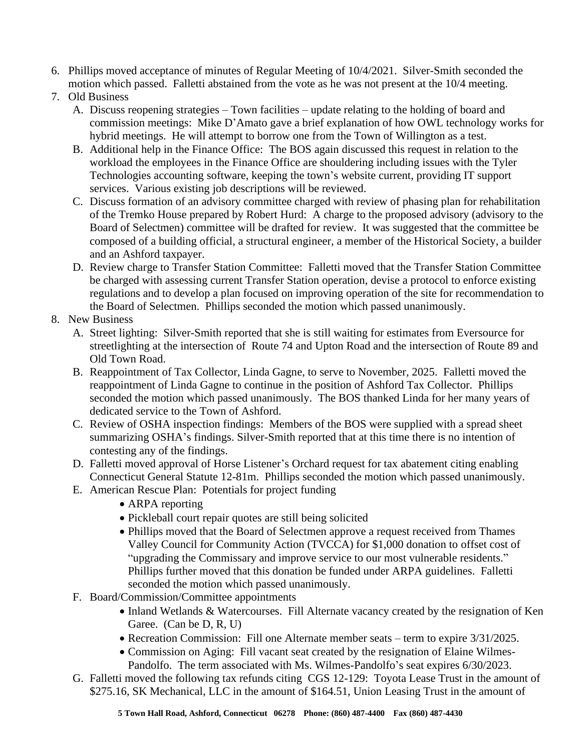6. Phillips moved acceptance of minutes of Regular Meeting of 10/4/2021. Silver-Smith seconded the motion which passed. Falletti abstained from the vote as he was not present at the 10/4 meeting.
7. Old Business
   A. Discuss reopening strategies – Town facilities – update relating to the holding of board and commission meetings: Mike D'Amato gave a brief explanation of how OWL technology works for hybrid meetings. He will attempt to borrow one from the Town of Willington as a test.
   B. Additional help in the Finance Office: The BOS again discussed this request in relation to the workload the employees in the Finance Office are shouldering including issues with the Tyler Technologies accounting software, keeping the town's website current, providing IT support services. Various existing job descriptions will be reviewed.
   C. Discuss formation of an advisory committee charged with review of phasing plan for rehabilitation of the Tremko House prepared by Robert Hurd: A charge to the proposed advisory (advisory to the Board of Selectmen) committee will be drafted for review. It was suggested that the committee be composed of a building official, a structural engineer, a member of the Historical Society, a builder and an Ashford taxpayer.
   D. Review charge to Transfer Station Committee: Falletti moved that the Transfer Station Committee be charged with assessing current Transfer Station operation, devise a protocol to enforce existing regulations and to develop a plan focused on improving operation of the site for recommendation to the Board of Selectmen. Phillips seconded the motion which passed unanimously.
8. New Business
   A. Street lighting: Silver-Smith reported that she is still waiting for estimates from Eversource for streetlighting at the intersection of Route 74 and Upton Road and the intersection of Route 89 and Old Town Road.
   B. Reappointment of Tax Collector, Linda Gagne, to serve to November, 2025. Falletti moved the reappointment of Linda Gagne to continue in the position of Ashford Tax Collector. Phillips seconded the motion which passed unanimously. The BOS thanked Linda for her many years of dedicated service to the Town of Ashford.
   C. Review of OSHA inspection findings: Members of the BOS were supplied with a spread sheet summarizing OSHA's findings. Silver-Smith reported that at this time there is no intention of contesting any of the findings.
   D. Falletti moved approval of Horse Listener's Orchard request for tax abatement citing enabling Connecticut General Statute 12-81m. Phillips seconded the motion which passed unanimously.
   E. American Rescue Plan: Potentials for project funding
      - ARPA reporting
      - Pickleball court repair quotes are still being solicited
      - Phillips moved that the Board of Selectmen approve a request received from Thames Valley Council for Community Action (TVCCA) for $1,000 donation to offset cost of "upgrading the Commissary and improve service to our most vulnerable residents." Phillips further moved that this donation be funded under ARPA guidelines. Falletti seconded the motion which passed unanimously.
   F. Board/Commission/Committee appointments
      - Inland Wetlands & Watercourses. Fill Alternate vacancy created by the resignation of Ken Garee. (Can be D, R, U)
      - Recreation Commission: Fill one Alternate member seats – term to expire 3/31/2025.
      - Commission on Aging: Fill vacant seat created by the resignation of Elaine Wilmes-Pandolfo. The term associated with Ms. Wilmes-Pandolfo's seat expires 6/30/2023.
   G. Falletti moved the following tax refunds citing CGS 12-129: Toyota Lease Trust in the amount of $275.16, SK Mechanical, LLC in the amount of $164.51, Union Leasing Trust in the amount of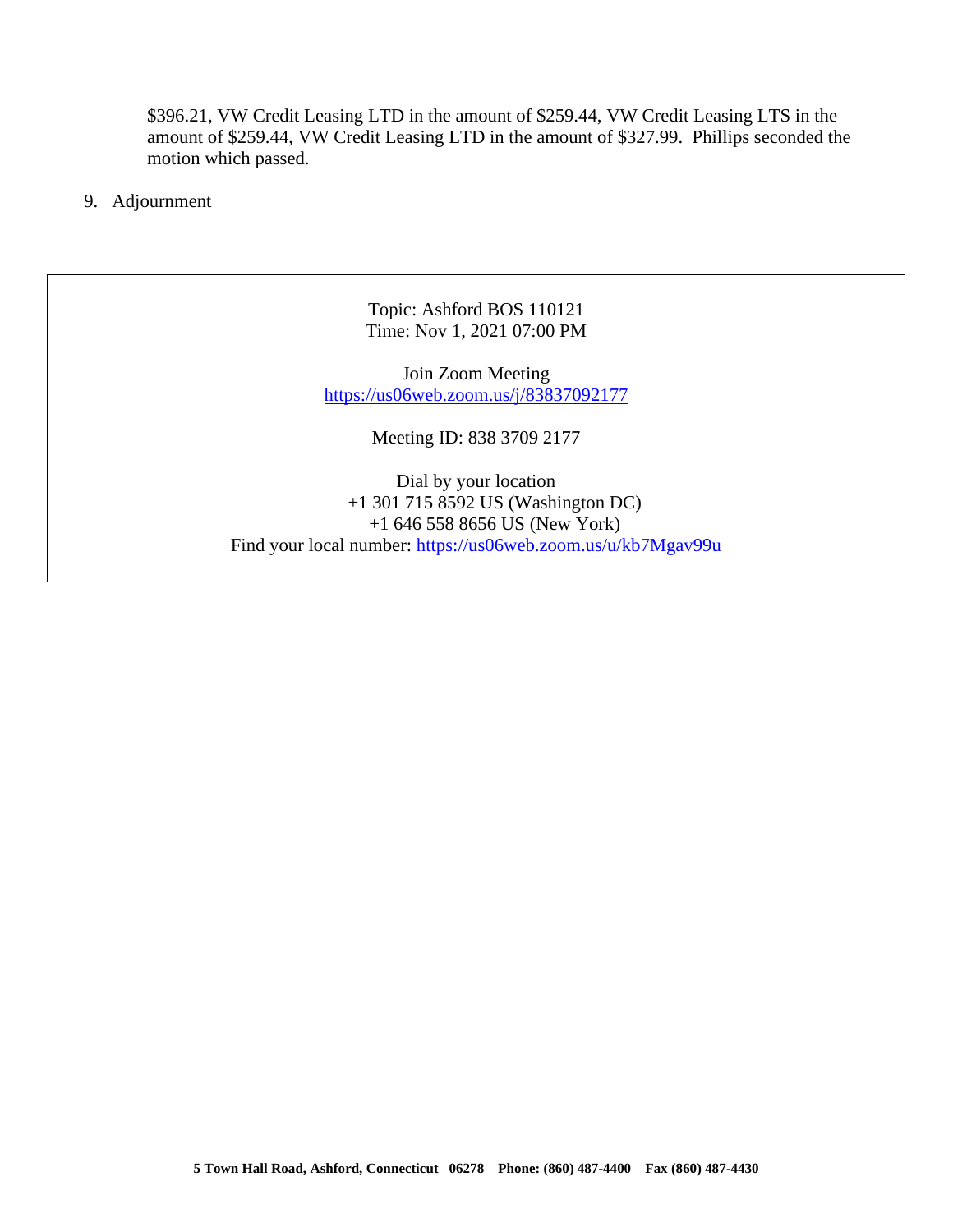$396.21, VW Credit Leasing LTD in the amount of $259.44, VW Credit Leasing LTS in the amount of $259.44, VW Credit Leasing LTD in the amount of $327.99. Phillips seconded the motion which passed.

9. Adjournment

Topic: Ashford BOS 110121
Time: Nov 1, 2021 07:00 PM

Join Zoom Meeting
https://us06web.zoom.us/j/83837092177

Meeting ID: 838 3709 2177

Dial by your location
+1 301 715 8592 US (Washington DC)
+1 646 558 8656 US (New York)
Find your local number: https://us06web.zoom.us/u/kb7Mgav99u

**5 Town Hall Road, Ashford, Connecticut 06278 Phone: (860) 487-4400 Fax (860) 487-4430**